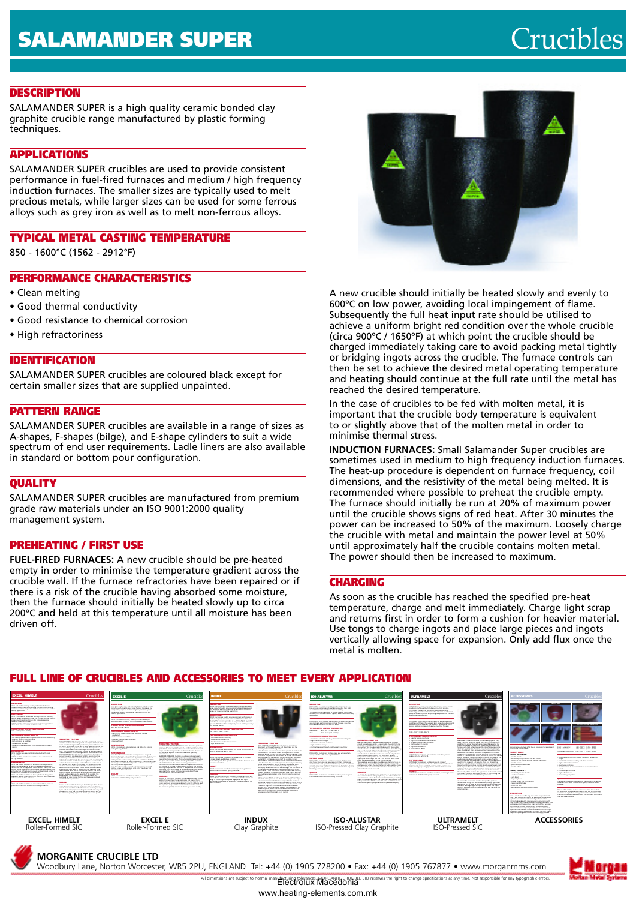# SALAMANDER SUPER

# Crucibles

## DESCRIPTION

SALAMANDER SUPER is a high quality ceramic bonded clay graphite crucible range manufactured by plastic forming techniques.

## APPLICATIONS

SALAMANDER SUPER crucibles are used to provide consistent performance in fuel-fired furnaces and medium / high frequency induction furnaces. The smaller sizes are typically used to melt precious metals, while larger sizes can be used for some ferrous alloys such as grey iron as well as to melt non-ferrous alloys.

## TYPICAL METAL CASTING TEMPERATURE

850 - 1600°C (1562 - 2912°F)

## PERFORMANCE CHARACTERISTICS

- Clean melting
- Good thermal conductivity
- Good resistance to chemical corrosion
- High refractoriness

## IDENTIFICATION

SALAMANDER SUPER crucibles are coloured black except for certain smaller sizes that are supplied unpainted.

## PATTERN RANGE

SALAMANDER SUPER crucibles are available in a range of sizes as A-shapes, F-shapes (bilge), and E-shape cylinders to suit a wide spectrum of end user requirements. Ladle liners are also available in standard or bottom pour configuration.

## QUALITY

SALAMANDER SUPER crucibles are manufactured from premium grade raw materials under an ISO 9001:2000 quality management system.

## PREHEATING / FIRST USE

**FUEL-FIRED FURNACES:** A new crucible should be pre-heated empty in order to minimise the temperature gradient across the crucible wall. If the furnace refractories have been repaired or if there is a risk of the crucible having absorbed some moisture, then the furnace should initially be heated slowly up to circa 200°C and held at this temperature until all moisture has been driven off.

A new crucible should initially be heated slowly and evenly to 600°C on low power, avoiding local impingement of flame. Subsequently the full heat input rate should be utilised to achieve a uniform bright red condition over the whole crucible (circa 900°C / 1650°F) at which point the crucible should be charged immediately taking care to avoid packing metal tightly or bridging ingots across the crucible. The furnace controls can then be set to achieve the desired metal operating temperature and heating should continue at the full rate until the metal has reached the desired temperature.

In the case of crucibles to be fed with molten metal, it is important that the crucible body temperature is equivalent to or slightly above that of the molten metal in order to minimise thermal stress.

**INDUCTION FURNACES:** Small Salamander Super crucibles are sometimes used in medium to high frequency induction furnaces. The heat-up procedure is dependent on furnace frequency, coil dimensions, and the resistivity of the metal being melted. It is recommended where possible to preheat the crucible empty. The furnace should initially be run at 20% of maximum power until the crucible shows signs of red heat. After 30 minutes the power can be increased to 50% of the maximum. Loosely charge the crucible with metal and maintain the power level at 50% until approximately half the crucible contains molten metal. The power should then be increased to maximum.

## CHARGING

As soon as the crucible has reached the specified pre-heat temperature, charge and melt immediately. Charge light scrap and returns first in order to form a cushion for heavier material. Use tongs to charge ingots and place large pieces and ingots vertically allowing space for expansion. Only add flux once the metal is molten.

## FULL LINE OF CRUCIBLES AND ACCESSORIES TO MEET EVERY APPLICATION

**EXCEL, HIMELT** – Roller-Formed SIC

**EXCEL E** – Roller-Formed SIC

**INDUX** – Clay Graphite

**ISO-ALUSTAR** – ISO-Pressed Clay Graphite

**ULTRAMELT** – ISO-Pressed SIC

**ACCESSORIES**

**MORGANITE CRUCIBLE LTD**

Woodbury Lane, Norton Worcester, WR5 2PU, ENGLAND Tel: +44 (0) 1905 728200 • Fax: +44 (0) 1905 767877 • www.morganmms.com

All dimensions are subject to normal manufacturing tolerances. MORGANITE CRUCIBLE LTD reserves the right to change specifications at any time. Not responsible for any typographic errors.

Electrolux Macedonia

www.heating-elements.com.mk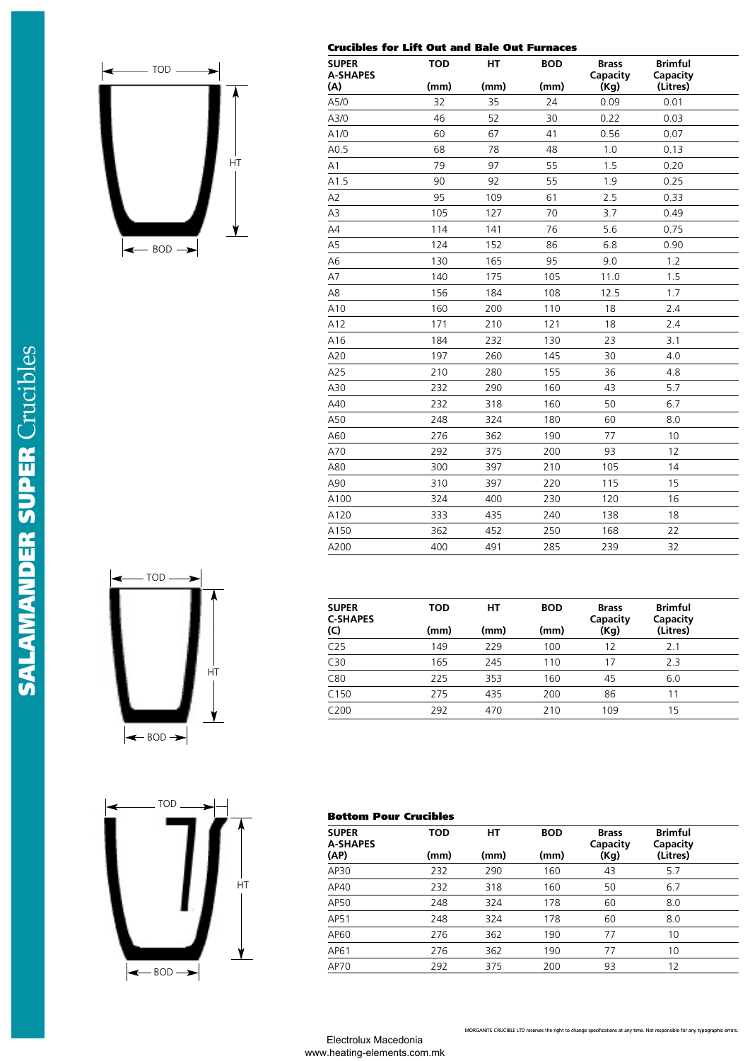## Crucibles for Lift Out and Bale Out Furnaces

| SUPER A-SHAPES (A) | TOD (mm) | HT (mm) | BOD (mm) | Brass Capacity (Kg) | Brimful Capacity (Litres) |
|---|---|---|---|---|---|
| A5/0 | 32 | 35 | 24 | 0.09 | 0.01 |
| A3/0 | 46 | 52 | 30 | 0.22 | 0.03 |
| A1/0 | 60 | 67 | 41 | 0.56 | 0.07 |
| A0.5 | 68 | 78 | 48 | 1.0 | 0.13 |
| A1 | 79 | 97 | 55 | 1.5 | 0.20 |
| A1.5 | 90 | 92 | 55 | 1.9 | 0.25 |
| A2 | 95 | 109 | 61 | 2.5 | 0.33 |
| A3 | 105 | 127 | 70 | 3.7 | 0.49 |
| A4 | 114 | 141 | 76 | 5.6 | 0.75 |
| A5 | 124 | 152 | 86 | 6.8 | 0.90 |
| A6 | 130 | 165 | 95 | 9.0 | 1.2 |
| A7 | 140 | 175 | 105 | 11.0 | 1.5 |
| A8 | 156 | 184 | 108 | 12.5 | 1.7 |
| A10 | 160 | 200 | 110 | 18 | 2.4 |
| A12 | 171 | 210 | 121 | 18 | 2.4 |
| A16 | 184 | 232 | 130 | 23 | 3.1 |
| A20 | 197 | 260 | 145 | 30 | 4.0 |
| A25 | 210 | 280 | 155 | 36 | 4.8 |
| A30 | 232 | 290 | 160 | 43 | 5.7 |
| A40 | 232 | 318 | 160 | 50 | 6.7 |
| A50 | 248 | 324 | 180 | 60 | 8.0 |
| A60 | 276 | 362 | 190 | 77 | 10 |
| A70 | 292 | 375 | 200 | 93 | 12 |
| A80 | 300 | 397 | 210 | 105 | 14 |
| A90 | 310 | 397 | 220 | 115 | 15 |
| A100 | 324 | 400 | 230 | 120 | 16 |
| A120 | 333 | 435 | 240 | 138 | 18 |
| A150 | 362 | 452 | 250 | 168 | 22 |
| A200 | 400 | 491 | 285 | 239 | 32 |

| SUPER C-SHAPES (C) | TOD (mm) | HT (mm) | BOD (mm) | Brass Capacity (Kg) | Brimful Capacity (Litres) |
|---|---|---|---|---|---|
| C25 | 149 | 229 | 100 | 12 | 2.1 |
| C30 | 165 | 245 | 110 | 17 | 2.3 |
| C80 | 225 | 353 | 160 | 45 | 6.0 |
| C150 | 275 | 435 | 200 | 86 | 11 |
| C200 | 292 | 470 | 210 | 109 | 15 |

## Bottom Pour Crucibles

| SUPER A-SHAPES (AP) | TOD (mm) | HT (mm) | BOD (mm) | Brass Capacity (Kg) | Brimful Capacity (Litres) |
|---|---|---|---|---|---|
| AP30 | 232 | 290 | 160 | 43 | 5.7 |
| AP40 | 232 | 318 | 160 | 50 | 6.7 |
| AP50 | 248 | 324 | 178 | 60 | 8.0 |
| AP51 | 248 | 324 | 178 | 60 | 8.0 |
| AP60 | 276 | 362 | 190 | 77 | 10 |
| AP61 | 276 | 362 | 190 | 77 | 10 |
| AP70 | 292 | 375 | 200 | 93 | 12 |

MORGANITE CRUCIBLE LTD reserves the right to change specifications at any time. Not responsible for any typographic errors.

Electrolux Macedonia
www.heating-elements.com.mk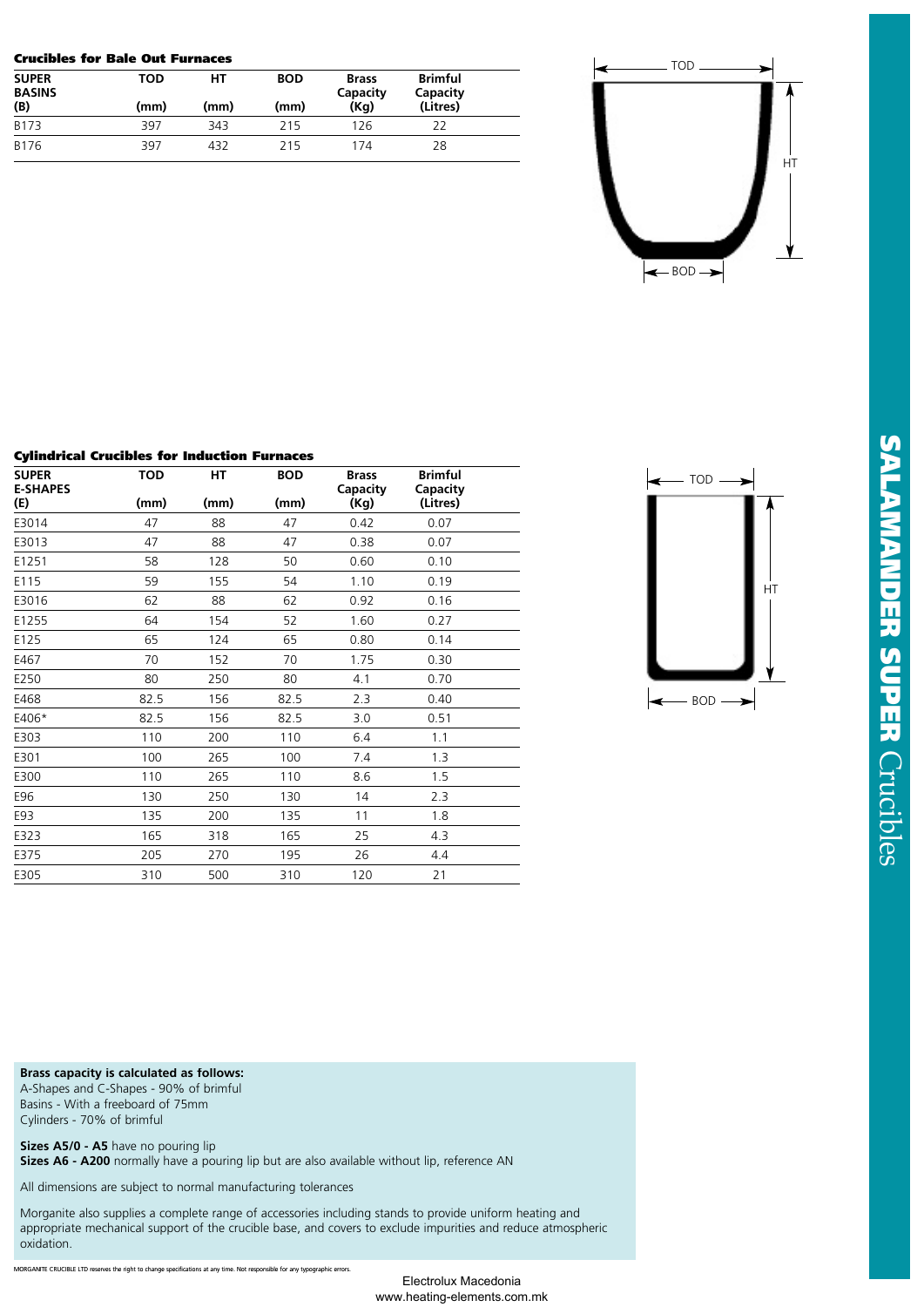### Crucibles for Bale Out Furnaces

| SUPER BASINS (B) | TOD (mm) | HT (mm) | BOD (mm) | Brass Capacity (Kg) | Brimful Capacity (Litres) |
|---|---|---|---|---|---|
| B173 | 397 | 343 | 215 | 126 | 22 |
| B176 | 397 | 432 | 215 | 174 | 28 |

### Cylindrical Crucibles for Induction Furnaces

| SUPER E-SHAPES (E) | TOD (mm) | HT (mm) | BOD (mm) | Brass Capacity (Kg) | Brimful Capacity (Litres) |
|---|---|---|---|---|---|
| E3014 | 47 | 88 | 47 | 0.42 | 0.07 |
| E3013 | 47 | 88 | 47 | 0.38 | 0.07 |
| E1251 | 58 | 128 | 50 | 0.60 | 0.10 |
| E115 | 59 | 155 | 54 | 1.10 | 0.19 |
| E3016 | 62 | 88 | 62 | 0.92 | 0.16 |
| E1255 | 64 | 154 | 52 | 1.60 | 0.27 |
| E125 | 65 | 124 | 65 | 0.80 | 0.14 |
| E467 | 70 | 152 | 70 | 1.75 | 0.30 |
| E250 | 80 | 250 | 80 | 4.1 | 0.70 |
| E468 | 82.5 | 156 | 82.5 | 2.3 | 0.40 |
| E406* | 82.5 | 156 | 82.5 | 3.0 | 0.51 |
| E303 | 110 | 200 | 110 | 6.4 | 1.1 |
| E301 | 100 | 265 | 100 | 7.4 | 1.3 |
| E300 | 110 | 265 | 110 | 8.6 | 1.5 |
| E96 | 130 | 250 | 130 | 14 | 2.3 |
| E93 | 135 | 200 | 135 | 11 | 1.8 |
| E323 | 165 | 318 | 165 | 25 | 4.3 |
| E375 | 205 | 270 | 195 | 26 | 4.4 |
| E305 | 310 | 500 | 310 | 120 | 21 |

**SALAMANDER SUPER** Crucibles

**Brass capacity is calculated as follows:**
A-Shapes and C-Shapes - 90% of brimful
Basins - With a freeboard of 75mm
Cylinders - 70% of brimful

**Sizes A5/0 - A5** have no pouring lip
**Sizes A6 - A200** normally have a pouring lip but are also available without lip, reference AN

All dimensions are subject to normal manufacturing tolerances

Morganite also supplies a complete range of accessories including stands to provide uniform heating and appropriate mechanical support of the crucible base, and covers to exclude impurities and reduce atmospheric oxidation.

MORGANITE CRUCIBLE LTD reserves the right to change specifications at any time. Not responsible for any typographic errors.

Electrolux Macedonia
www.heating-elements.com.mk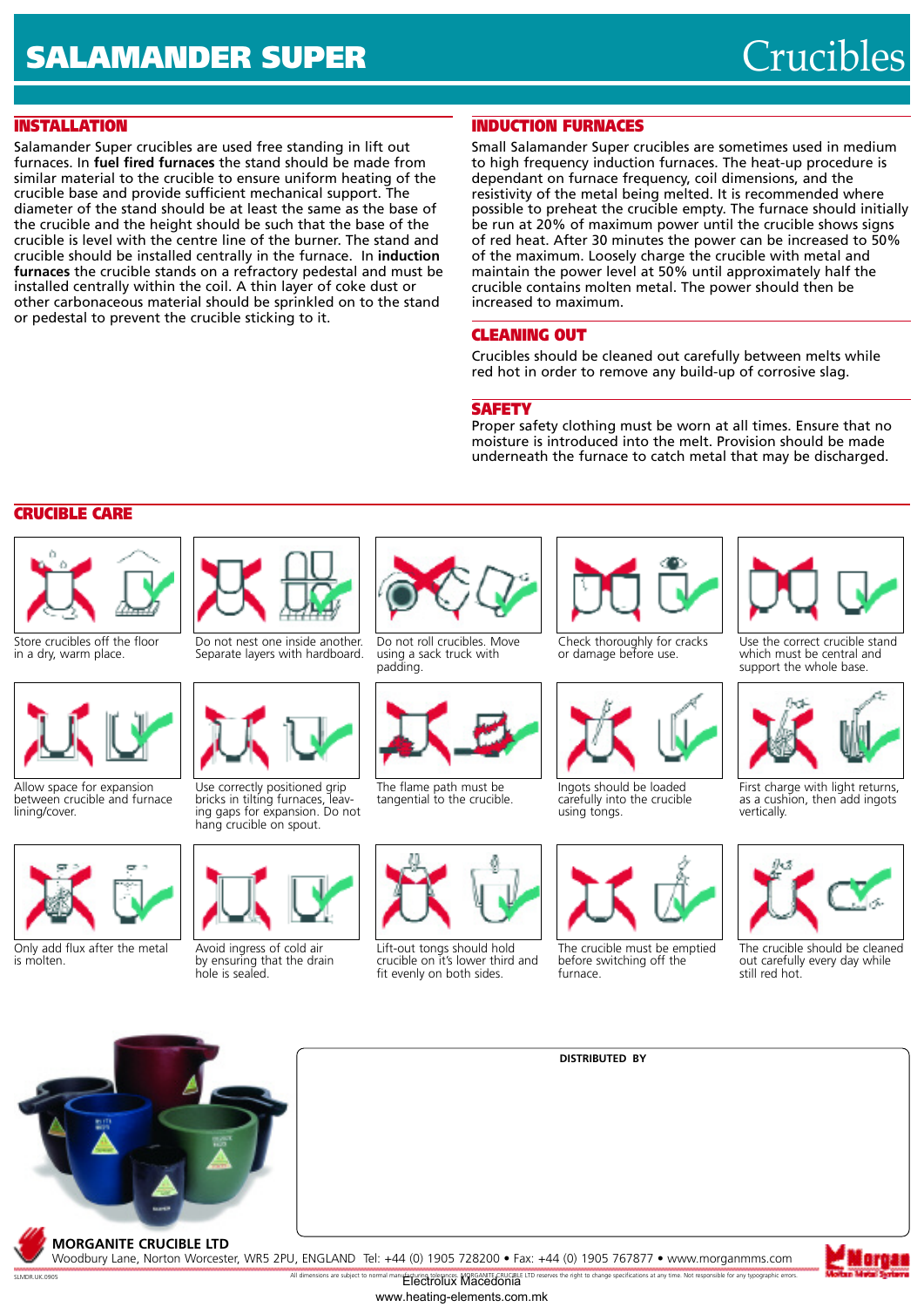# SALAMANDER SUPER

# Crucibles

## INSTALLATION

Salamander Super crucibles are used free standing in lift out furnaces. In **fuel fired furnaces** the stand should be made from similar material to the crucible to ensure uniform heating of the crucible base and provide sufficient mechanical support. The diameter of the stand should be at least the same as the base of the crucible and the height should be such that the base of the crucible is level with the centre line of the burner. The stand and crucible should be installed centrally in the furnace. In **induction furnaces** the crucible stands on a refractory pedestal and must be installed centrally within the coil. A thin layer of coke dust or other carbonaceous material should be sprinkled on to the stand or pedestal to prevent the crucible sticking to it.

## INDUCTION FURNACES

Small Salamander Super crucibles are sometimes used in medium to high frequency induction furnaces. The heat-up procedure is dependant on furnace frequency, coil dimensions, and the resistivity of the metal being melted. It is recommended where possible to preheat the crucible empty. The furnace should initially be run at 20% of maximum power until the crucible shows signs of red heat. After 30 minutes the power can be increased to 50% of the maximum. Loosely charge the crucible with metal and maintain the power level at 50% until approximately half the crucible contains molten metal. The power should then be increased to maximum.

## CLEANING OUT

Crucibles should be cleaned out carefully between melts while red hot in order to remove any build-up of corrosive slag.

## SAFETY

Proper safety clothing must be worn at all times. Ensure that no moisture is introduced into the melt. Provision should be made underneath the furnace to catch metal that may be discharged.

## CRUCIBLE CARE

- Store crucibles off the floor in a dry, warm place.
- Do not nest one inside another. Separate layers with hardboard.
- Do not roll crucibles. Move using a sack truck with padding.
- Check thoroughly for cracks or damage before use.
- Use the correct crucible stand which must be central and support the whole base.
- Allow space for expansion between crucible and furnace lining/cover.
- Use correctly positioned grip bricks in tilting furnaces, leaving gaps for expansion. Do not hang crucible on spout.
- The flame path must be tangential to the crucible.
- Ingots should be loaded carefully into the crucible using tongs.
- First charge with light returns, as a cushion, then add ingots vertically.
- Only add flux after the metal is molten.
- Avoid ingress of cold air by ensuring that the drain hole is sealed.
- Lift-out tongs should hold crucible on it's lower third and fit evenly on both sides.
- The crucible must be emptied before switching off the furnace.
- The crucible should be cleaned out carefully every day while still red hot.

**DISTRIBUTED BY**

**MORGANITE CRUCIBLE LTD**
Woodbury Lane, Norton Worcester, WR5 2PU, ENGLAND Tel: +44 (0) 1905 728200 • Fax: +44 (0) 1905 767877 • www.morganmms.com

SLMDR.UK.0905

All dimensions are subject to normal manufacturing tolerances. MORGANITE CRUCIBLE LTD reserves the right to change specifications at any time. Not responsible for any typographic errors.

Electrolux Macedonia
www.heating-elements.com.mk